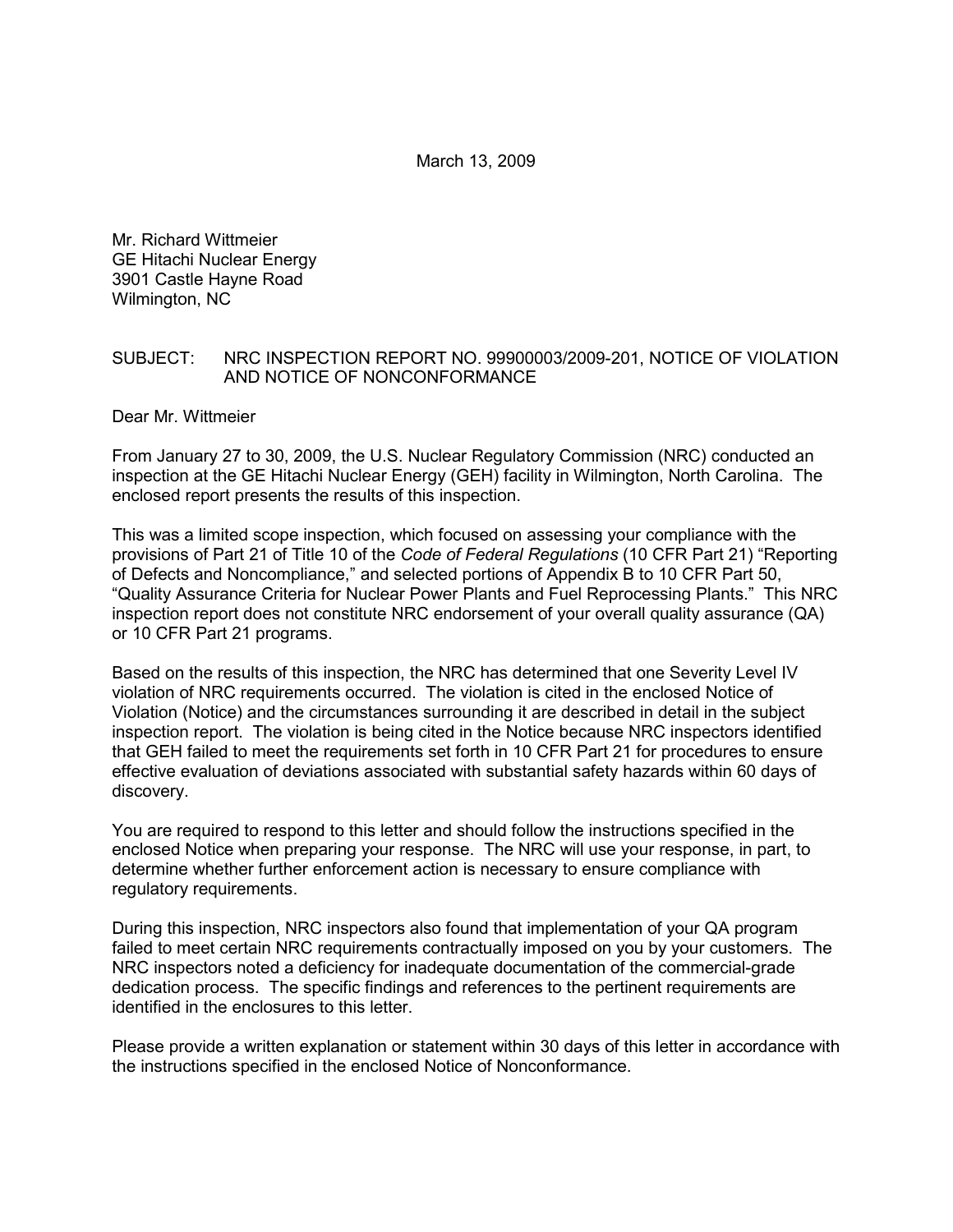March 13, 2009

Mr. Richard Wittmeier
GE Hitachi Nuclear Energy
3901 Castle Hayne Road
Wilmington, NC

SUBJECT: NRC INSPECTION REPORT NO. 99900003/2009-201, NOTICE OF VIOLATION AND NOTICE OF NONCONFORMANCE

Dear Mr. Wittmeier

From January 27 to 30, 2009, the U.S. Nuclear Regulatory Commission (NRC) conducted an inspection at the GE Hitachi Nuclear Energy (GEH) facility in Wilmington, North Carolina. The enclosed report presents the results of this inspection.

This was a limited scope inspection, which focused on assessing your compliance with the provisions of Part 21 of Title 10 of the *Code of Federal Regulations* (10 CFR Part 21) "Reporting of Defects and Noncompliance," and selected portions of Appendix B to 10 CFR Part 50, "Quality Assurance Criteria for Nuclear Power Plants and Fuel Reprocessing Plants." This NRC inspection report does not constitute NRC endorsement of your overall quality assurance (QA) or 10 CFR Part 21 programs.

Based on the results of this inspection, the NRC has determined that one Severity Level IV violation of NRC requirements occurred. The violation is cited in the enclosed Notice of Violation (Notice) and the circumstances surrounding it are described in detail in the subject inspection report. The violation is being cited in the Notice because NRC inspectors identified that GEH failed to meet the requirements set forth in 10 CFR Part 21 for procedures to ensure effective evaluation of deviations associated with substantial safety hazards within 60 days of discovery.

You are required to respond to this letter and should follow the instructions specified in the enclosed Notice when preparing your response. The NRC will use your response, in part, to determine whether further enforcement action is necessary to ensure compliance with regulatory requirements.

During this inspection, NRC inspectors also found that implementation of your QA program failed to meet certain NRC requirements contractually imposed on you by your customers. The NRC inspectors noted a deficiency for inadequate documentation of the commercial-grade dedication process. The specific findings and references to the pertinent requirements are identified in the enclosures to this letter.

Please provide a written explanation or statement within 30 days of this letter in accordance with the instructions specified in the enclosed Notice of Nonconformance.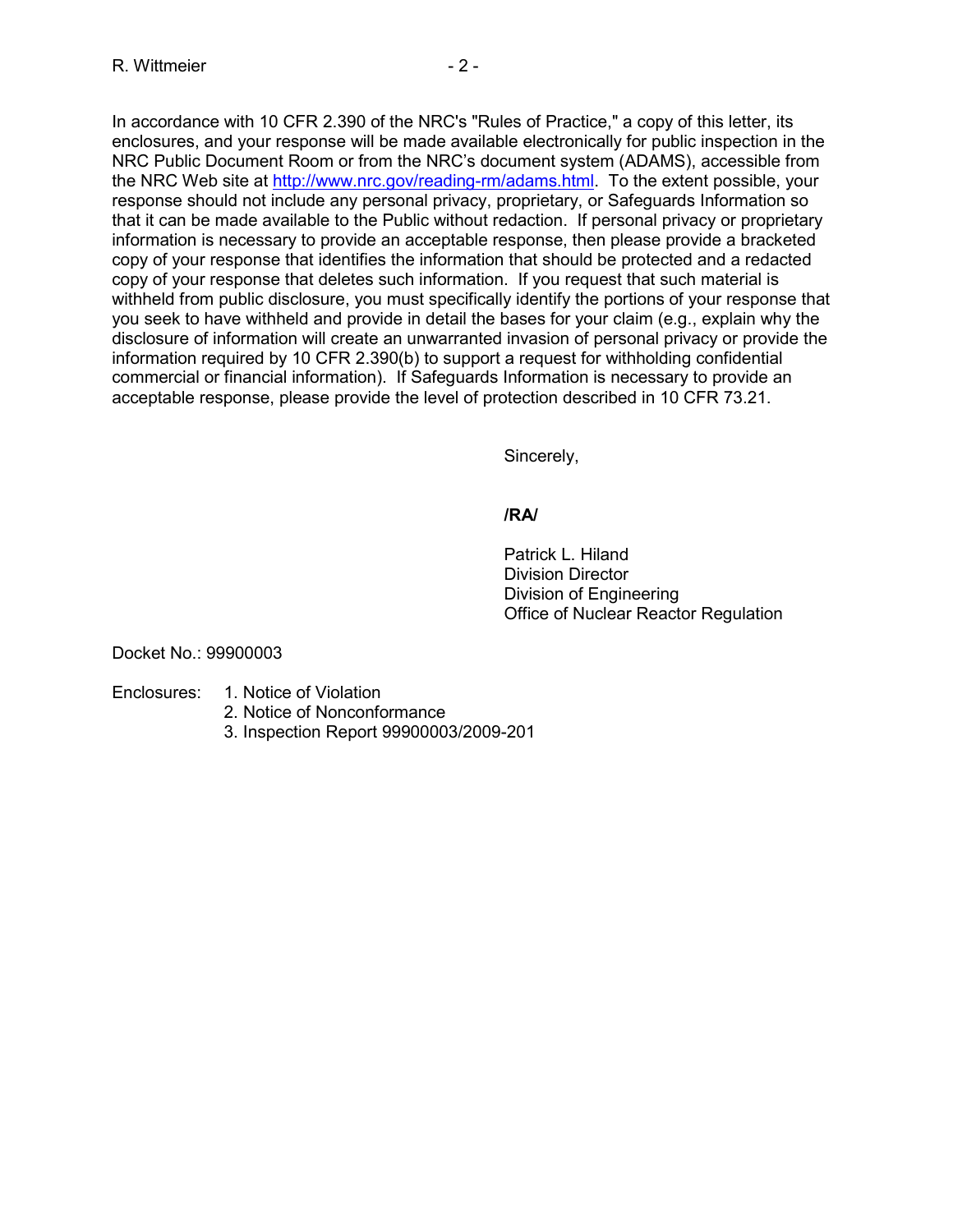In accordance with 10 CFR 2.390 of the NRC's "Rules of Practice," a copy of this letter, its enclosures, and your response will be made available electronically for public inspection in the NRC Public Document Room or from the NRC's document system (ADAMS), accessible from the NRC Web site at http://www.nrc.gov/reading-rm/adams.html. To the extent possible, your response should not include any personal privacy, proprietary, or Safeguards Information so that it can be made available to the Public without redaction. If personal privacy or proprietary information is necessary to provide an acceptable response, then please provide a bracketed copy of your response that identifies the information that should be protected and a redacted copy of your response that deletes such information. If you request that such material is withheld from public disclosure, you must specifically identify the portions of your response that you seek to have withheld and provide in detail the bases for your claim (e.g., explain why the disclosure of information will create an unwarranted invasion of personal privacy or provide the information required by 10 CFR 2.390(b) to support a request for withholding confidential commercial or financial information). If Safeguards Information is necessary to provide an acceptable response, please provide the level of protection described in 10 CFR 73.21.

Sincerely,

**/RA/**

Patrick L. Hiland
Division Director
Division of Engineering
Office of Nuclear Reactor Regulation

Docket No.: 99900003

Enclosures:
1. Notice of Violation
2. Notice of Nonconformance
3. Inspection Report 99900003/2009-201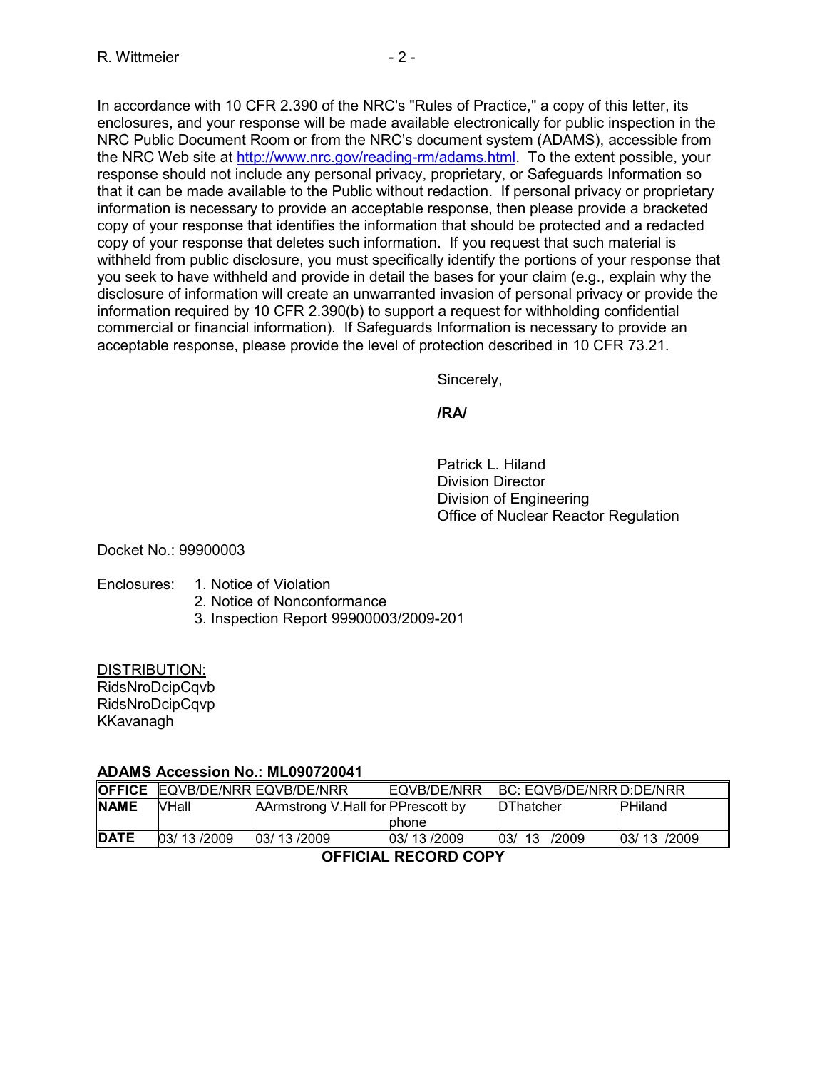In accordance with 10 CFR 2.390 of the NRC's "Rules of Practice," a copy of this letter, its enclosures, and your response will be made available electronically for public inspection in the NRC Public Document Room or from the NRC's document system (ADAMS), accessible from the NRC Web site at http://www.nrc.gov/reading-rm/adams.html. To the extent possible, your response should not include any personal privacy, proprietary, or Safeguards Information so that it can be made available to the Public without redaction. If personal privacy or proprietary information is necessary to provide an acceptable response, then please provide a bracketed copy of your response that identifies the information that should be protected and a redacted copy of your response that deletes such information. If you request that such material is withheld from public disclosure, you must specifically identify the portions of your response that you seek to have withheld and provide in detail the bases for your claim (e.g., explain why the disclosure of information will create an unwarranted invasion of personal privacy or provide the information required by 10 CFR 2.390(b) to support a request for withholding confidential commercial or financial information). If Safeguards Information is necessary to provide an acceptable response, please provide the level of protection described in 10 CFR 73.21.

Sincerely,

**/RA/**

Patrick L. Hiland
Division Director
Division of Engineering
Office of Nuclear Reactor Regulation

Docket No.: 99900003

Enclosures:
1. Notice of Violation
2. Notice of Nonconformance
3. Inspection Report 99900003/2009-201

DISTRIBUTION:
RidsNroDcipCqvb
RidsNroDcipCqvp
KKavanagh

**ADAMS Accession No.: ML090720041**

| **OFFICE** | EQVB/DE/NRR | EQVB/DE/NRR | EQVB/DE/NRR | BC: EQVB/DE/NRR | D:DE/NRR |
|---|---|---|---|---|---|
| **NAME** | VHall | AArmstrong V.Hall for | PPrescott by phone | DThatcher | PHiland |
| **DATE** | 03/ 13 /2009 | 03/ 13 /2009 | 03/ 13 /2009 | 03/ 13 /2009 | 03/ 13 /2009 |

**OFFICIAL RECORD COPY**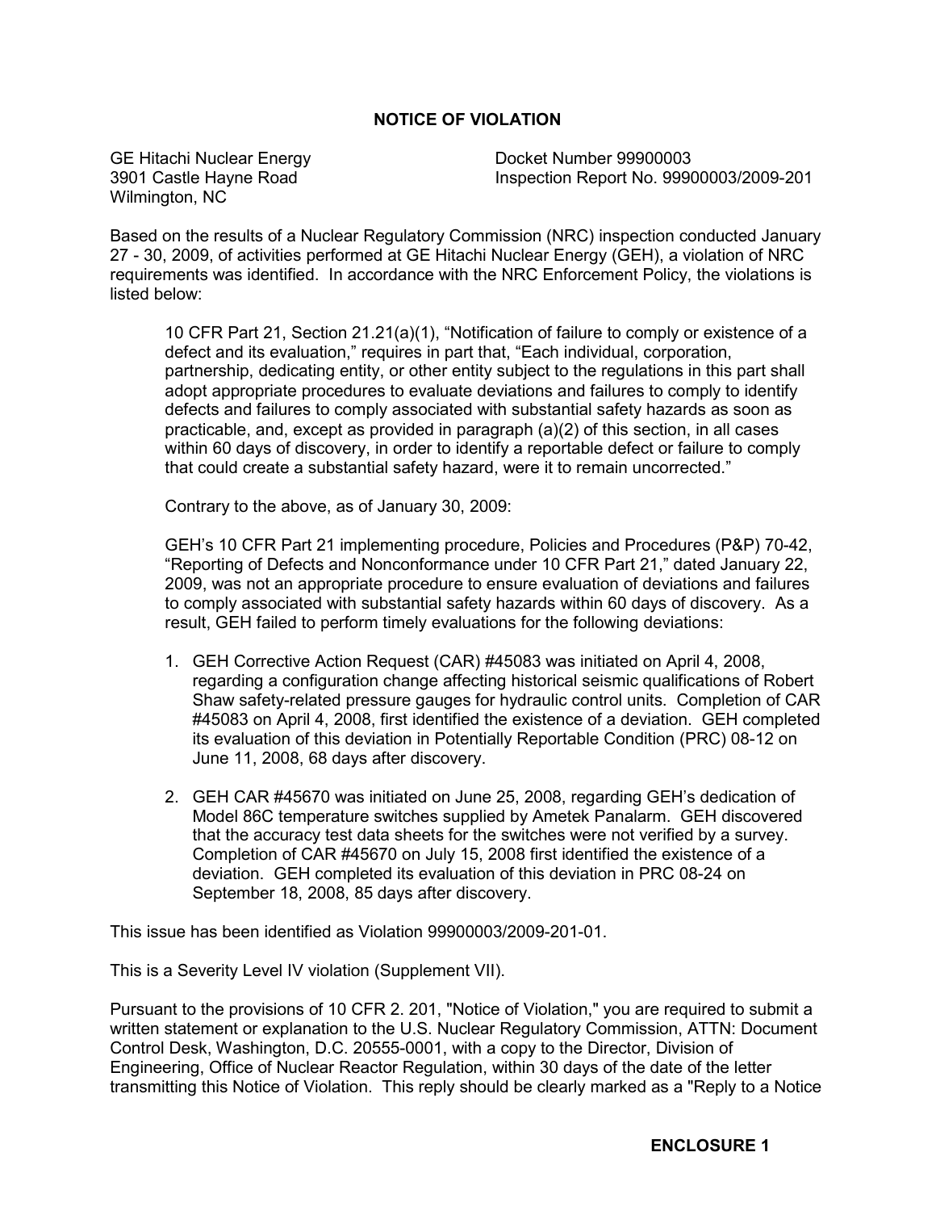## NOTICE OF VIOLATION

GE Hitachi Nuclear Energy
3901 Castle Hayne Road
Wilmington, NC

Docket Number 99900003
Inspection Report No. 99900003/2009-201

Based on the results of a Nuclear Regulatory Commission (NRC) inspection conducted January 27 - 30, 2009, of activities performed at GE Hitachi Nuclear Energy (GEH), a violation of NRC requirements was identified. In accordance with the NRC Enforcement Policy, the violations is listed below:

> 10 CFR Part 21, Section 21.21(a)(1), "Notification of failure to comply or existence of a defect and its evaluation," requires in part that, "Each individual, corporation, partnership, dedicating entity, or other entity subject to the regulations in this part shall adopt appropriate procedures to evaluate deviations and failures to comply to identify defects and failures to comply associated with substantial safety hazards as soon as practicable, and, except as provided in paragraph (a)(2) of this section, in all cases within 60 days of discovery, in order to identify a reportable defect or failure to comply that could create a substantial safety hazard, were it to remain uncorrected."
>
> Contrary to the above, as of January 30, 2009:
>
> GEH's 10 CFR Part 21 implementing procedure, Policies and Procedures (P&P) 70-42, "Reporting of Defects and Nonconformance under 10 CFR Part 21," dated January 22, 2009, was not an appropriate procedure to ensure evaluation of deviations and failures to comply associated with substantial safety hazards within 60 days of discovery. As a result, GEH failed to perform timely evaluations for the following deviations:
>
> 1. GEH Corrective Action Request (CAR) #45083 was initiated on April 4, 2008, regarding a configuration change affecting historical seismic qualifications of Robert Shaw safety-related pressure gauges for hydraulic control units. Completion of CAR #45083 on April 4, 2008, first identified the existence of a deviation. GEH completed its evaluation of this deviation in Potentially Reportable Condition (PRC) 08-12 on June 11, 2008, 68 days after discovery.
>
> 2. GEH CAR #45670 was initiated on June 25, 2008, regarding GEH's dedication of Model 86C temperature switches supplied by Ametek Panalarm. GEH discovered that the accuracy test data sheets for the switches were not verified by a survey. Completion of CAR #45670 on July 15, 2008 first identified the existence of a deviation. GEH completed its evaluation of this deviation in PRC 08-24 on September 18, 2008, 85 days after discovery.

This issue has been identified as Violation 99900003/2009-201-01.

This is a Severity Level IV violation (Supplement VII).

Pursuant to the provisions of 10 CFR 2. 201, "Notice of Violation," you are required to submit a written statement or explanation to the U.S. Nuclear Regulatory Commission, ATTN: Document Control Desk, Washington, D.C. 20555-0001, with a copy to the Director, Division of Engineering, Office of Nuclear Reactor Regulation, within 30 days of the date of the letter transmitting this Notice of Violation. This reply should be clearly marked as a "Reply to a Notice

**ENCLOSURE 1**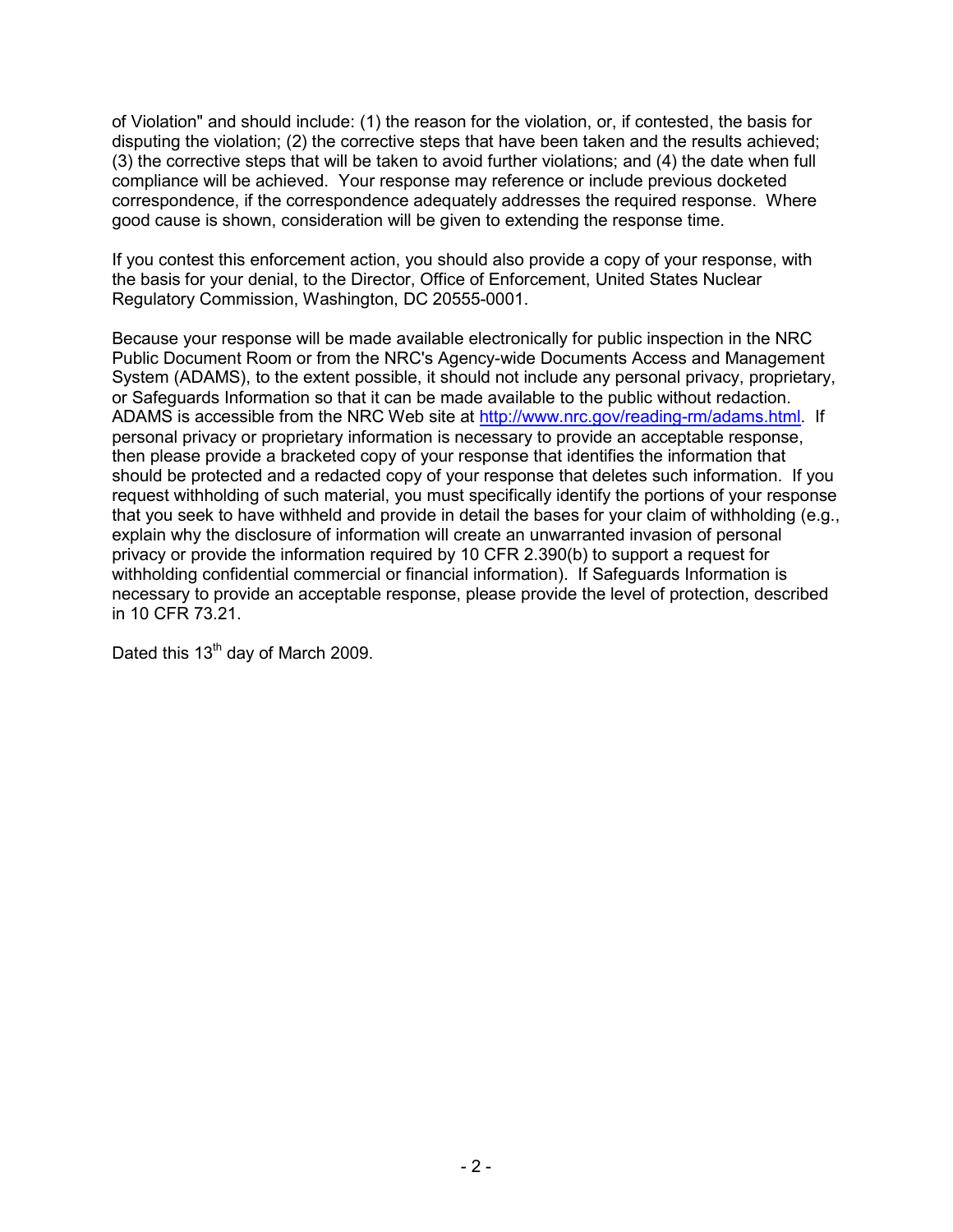of Violation" and should include: (1) the reason for the violation, or, if contested, the basis for disputing the violation; (2) the corrective steps that have been taken and the results achieved; (3) the corrective steps that will be taken to avoid further violations; and (4) the date when full compliance will be achieved. Your response may reference or include previous docketed correspondence, if the correspondence adequately addresses the required response. Where good cause is shown, consideration will be given to extending the response time.

If you contest this enforcement action, you should also provide a copy of your response, with the basis for your denial, to the Director, Office of Enforcement, United States Nuclear Regulatory Commission, Washington, DC 20555-0001.

Because your response will be made available electronically for public inspection in the NRC Public Document Room or from the NRC's Agency-wide Documents Access and Management System (ADAMS), to the extent possible, it should not include any personal privacy, proprietary, or Safeguards Information so that it can be made available to the public without redaction. ADAMS is accessible from the NRC Web site at http://www.nrc.gov/reading-rm/adams.html. If personal privacy or proprietary information is necessary to provide an acceptable response, then please provide a bracketed copy of your response that identifies the information that should be protected and a redacted copy of your response that deletes such information. If you request withholding of such material, you must specifically identify the portions of your response that you seek to have withheld and provide in detail the bases for your claim of withholding (e.g., explain why the disclosure of information will create an unwarranted invasion of personal privacy or provide the information required by 10 CFR 2.390(b) to support a request for withholding confidential commercial or financial information). If Safeguards Information is necessary to provide an acceptable response, please provide the level of protection, described in 10 CFR 73.21.

Dated this 13th day of March 2009.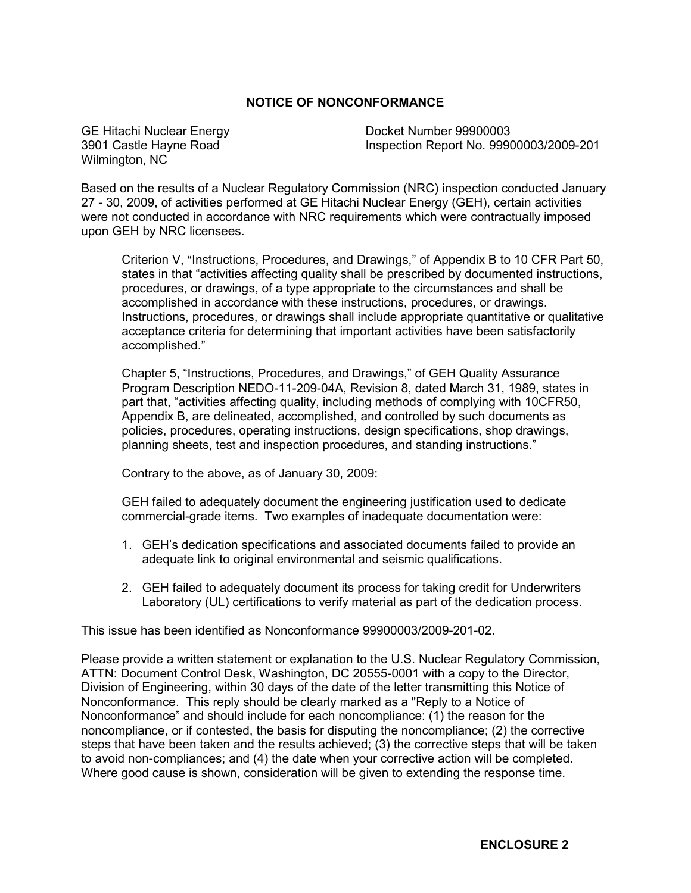## NOTICE OF NONCONFORMANCE

GE Hitachi Nuclear Energy
3901 Castle Hayne Road
Wilmington, NC

Docket Number 99900003
Inspection Report No. 99900003/2009-201

Based on the results of a Nuclear Regulatory Commission (NRC) inspection conducted January 27 - 30, 2009, of activities performed at GE Hitachi Nuclear (GEH), certain activities were not conducted in accordance with NRC requirements which were contractually imposed upon GEH by NRC licensees.

> Criterion V, "Instructions, Procedures, and Drawings," of Appendix B to 10 CFR Part 50, states in that "activities affecting quality shall be prescribed by documented instructions, procedures, or drawings, of a type appropriate to the circumstances and shall be accomplished in accordance with these instructions, procedures, or drawings. Instructions, procedures, or drawings shall include appropriate quantitative or qualitative acceptance criteria for determining that important activities have been satisfactorily accomplished."
>
> Chapter 5, "Instructions, Procedures, and Drawings," of GEH Quality Assurance Program Description NEDO-11-209-04A, Revision 8, dated March 31, 1989, states in part that, "activities affecting quality, including methods of complying with 10CFR50, Appendix B, are delineated, accomplished, and controlled by such documents as policies, procedures, operating instructions, design specifications, shop drawings, planning sheets, test and inspection procedures, and standing instructions."
>
> Contrary to the above, as of January 30, 2009:
>
> GEH failed to adequately document the engineering justification used to dedicate commercial-grade items. Two examples of inadequate documentation were:
>
> 1. GEH's dedication specifications and associated documents failed to provide an adequate link to original environmental and seismic qualifications.
> 2. GEH failed to adequately document its process for taking credit for Underwriters Laboratory (UL) certifications to verify material as part of the dedication process.

This issue has been identified as Nonconformance 99900003/2009-201-02.

Please provide a written statement or explanation to the U.S. Nuclear Regulatory Commission, ATTN: Document Control Desk, Washington, DC 20555-0001 with a copy to the Director, Division of Engineering, within 30 days of the date of the letter transmitting this Notice of Nonconformance. This reply should be clearly marked as a "Reply to a Notice of Nonconformance" and should include for each noncompliance: (1) the reason for the noncompliance, or if contested, the basis for disputing the noncompliance; (2) the corrective steps that have been taken and the results achieved; (3) the corrective steps that will be taken to avoid non-compliances; and (4) the date when your corrective action will be completed. Where good cause is shown, consideration will be given to extending the response time.

**ENCLOSURE 2**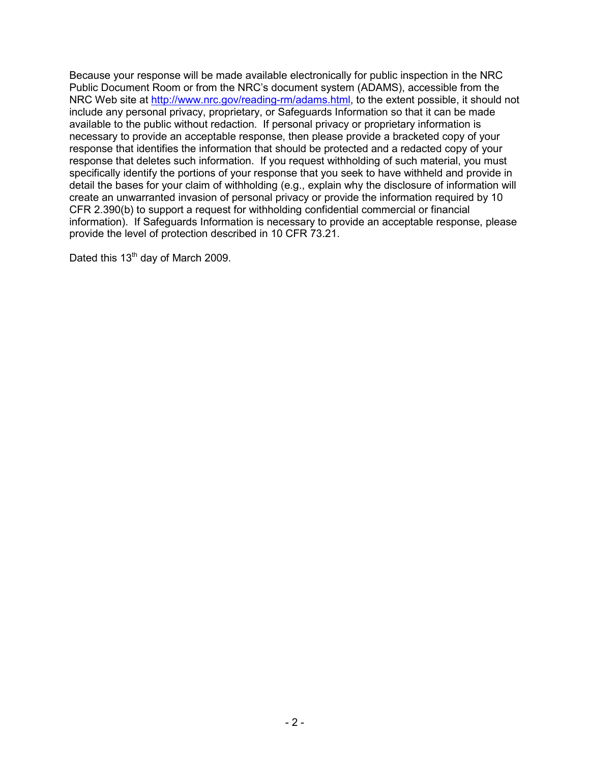Because your response will be made available electronically for public inspection in the NRC Public Document Room or from the NRC's document system (ADAMS), accessible from the NRC Web site at http://www.nrc.gov/reading-rm/adams.html, to the extent possible, it should not include any personal privacy, proprietary, or Safeguards Information so that it can be made available to the public without redaction. If personal privacy or proprietary information is necessary to provide an acceptable response, then please provide a bracketed copy of your response that identifies the information that should be protected and a redacted copy of your response that deletes such information. If you request withholding of such material, you must specifically identify the portions of your response that you seek to have withheld and provide in detail the bases for your claim of withholding (e.g., explain why the disclosure of information will create an unwarranted invasion of personal privacy or provide the information required by 10 CFR 2.390(b) to support a request for withholding confidential commercial or financial information). If Safeguards Information is necessary to provide an acceptable response, please provide the level of protection described in 10 CFR 73.21.

Dated this 13th day of March 2009.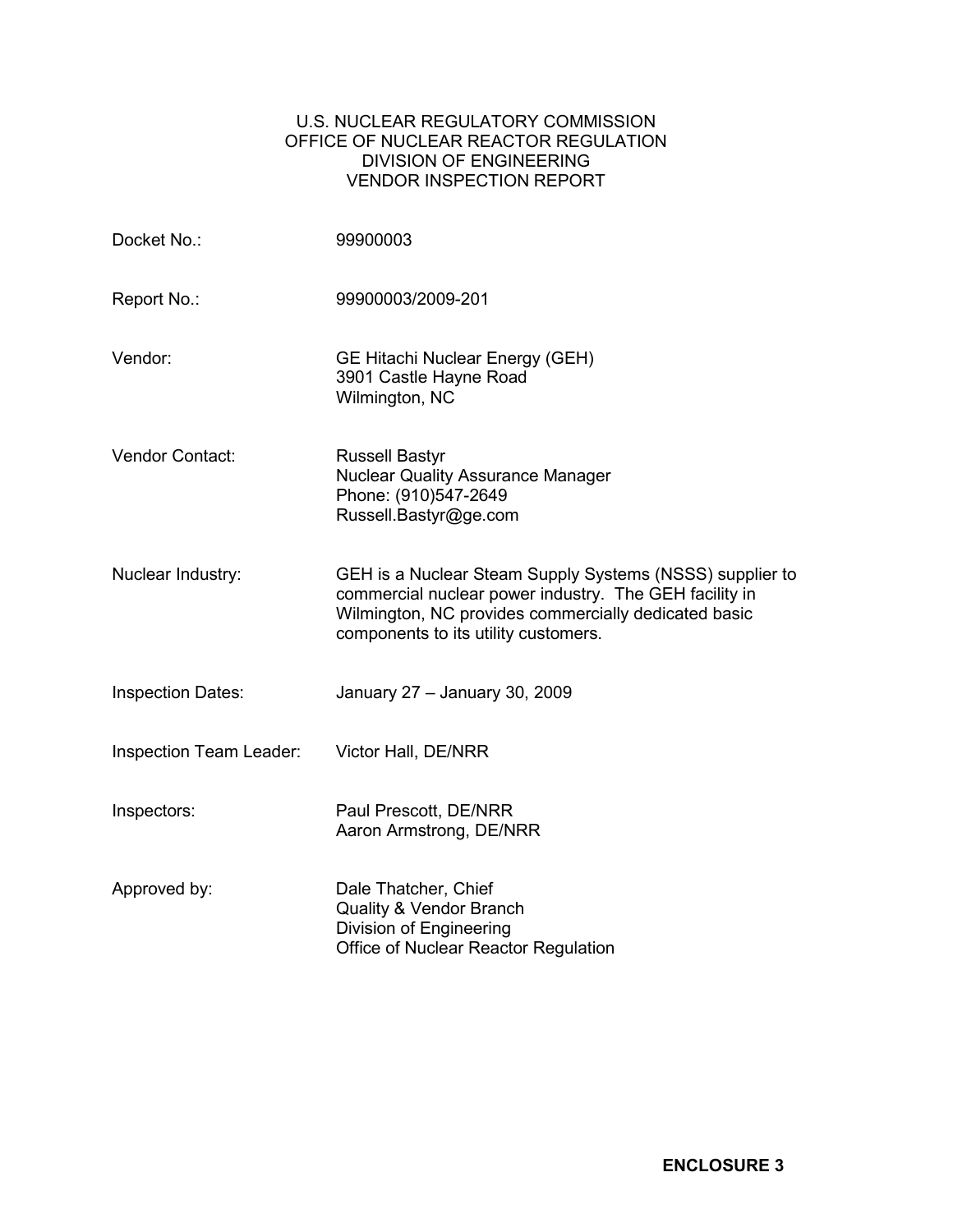U.S. NUCLEAR REGULATORY COMMISSION
OFFICE OF NUCLEAR REACTOR REGULATION
DIVISION OF ENGINEERING
VENDOR INSPECTION REPORT

| | |
|---|---|
| Docket No.: | 99900003 |
| Report No.: | 99900003/2009-201 |
| Vendor: | GE Hitachi Nuclear Energy (GEH)<br>3901 Castle Hayne Road<br>Wilmington, NC |
| Vendor Contact: | Russell Bastyr<br>Nuclear Quality Assurance Manager<br>Phone: (910)547-2649<br>Russell.Bastyr@ge.com |
| Nuclear Industry: | GEH is a Nuclear Steam Supply Systems (NSSS) supplier to commercial nuclear power industry. The GEH facility in Wilmington, NC provides commercially dedicated basic components to its utility customers. |
| Inspection Dates: | January 27 – January 30, 2009 |
| Inspection Team Leader: | Victor Hall, DE/NRR |
| Inspectors: | Paul Prescott, DE/NRR<br>Aaron Armstrong, DE/NRR |
| Approved by: | Dale Thatcher, Chief<br>Quality & Vendor Branch<br>Division of Engineering<br>Office of Nuclear Reactor Regulation |

**ENCLOSURE 3**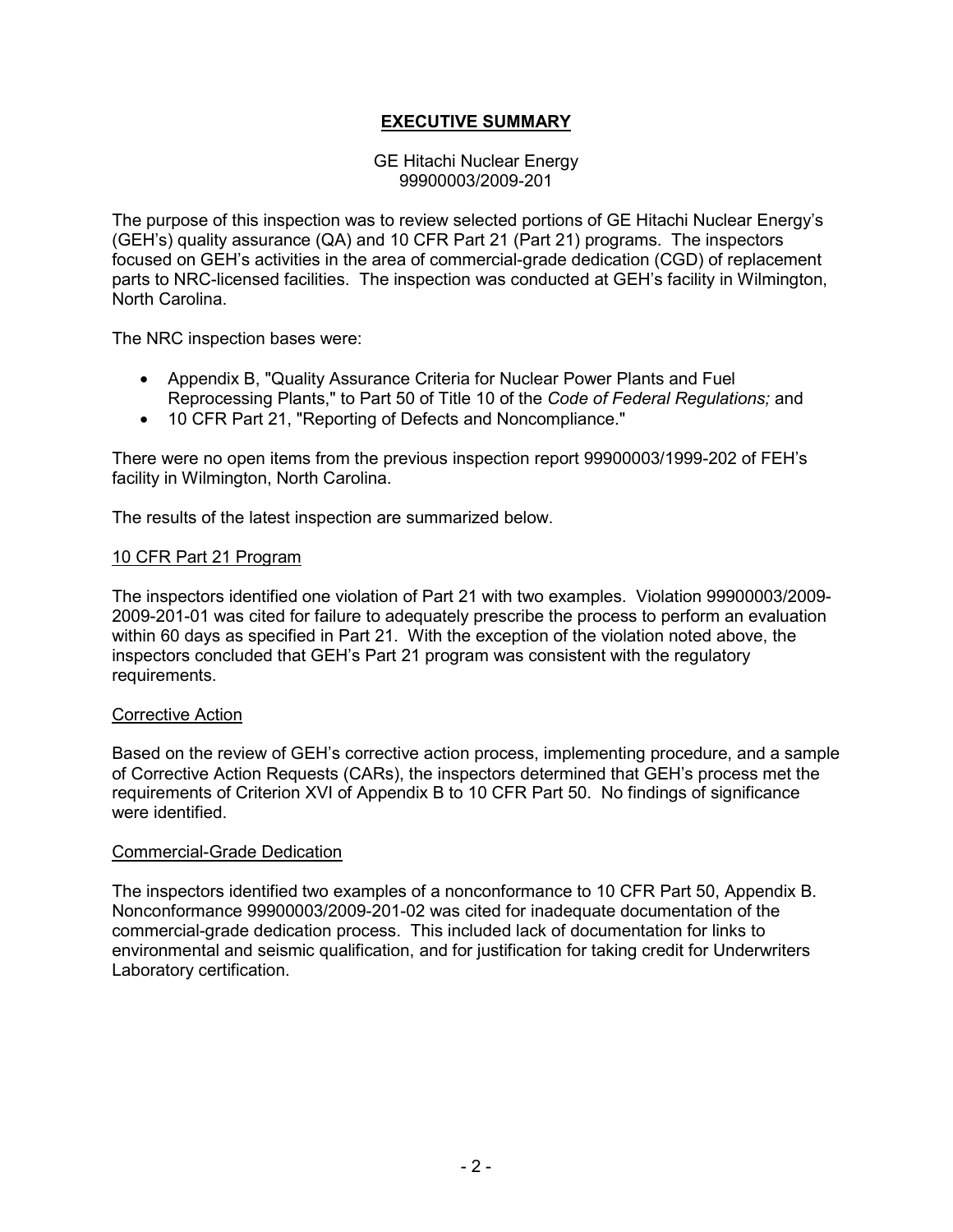# **EXECUTIVE SUMMARY**

GE Hitachi Nuclear Energy
99900003/2009-201

The purpose of this inspection was to review selected portions of GE Hitachi Nuclear Energy's (GEH's) quality assurance (QA) and 10 CFR Part 21 (Part 21) programs. The inspectors focused on GEH's activities in the area of commercial-grade dedication (CGD) of replacement parts to NRC-licensed facilities. The inspection was conducted at GEH's facility in Wilmington, North Carolina.

The NRC inspection bases were:

- Appendix B, "Quality Assurance Criteria for Nuclear Power Plants and Fuel Reprocessing Plants," to Part 50 of Title 10 of the *Code of Federal Regulations;* and
- 10 CFR Part 21, "Reporting of Defects and Noncompliance."

There were no open items from the previous inspection report 99900003/1999-202 of FEH's facility in Wilmington, North Carolina.

The results of the latest inspection are summarized below.

## 10 CFR Part 21 Program

The inspectors identified one violation of Part 21 with two examples. Violation 99900003/2009-2009-201-01 was cited for failure to adequately prescribe the process to perform an evaluation within 60 days as specified in Part 21. With the exception of the violation noted above, the inspectors concluded that GEH's Part 21 program was consistent with the regulatory requirements.

## Corrective Action

Based on the review of GEH's corrective action process, implementing procedure, and a sample of Corrective Action Requests (CARs), the inspectors determined that GEH's process met the requirements of Criterion XVI of Appendix B to 10 CFR Part 50. No findings of significance were identified.

## Commercial-Grade Dedication

The inspectors identified two examples of a nonconformance to 10 CFR Part 50, Appendix B. Nonconformance 99900003/2009-201-02 was cited for inadequate documentation of the commercial-grade dedication process. This included lack of documentation for links to environmental and seismic qualification, and for justification for taking credit for Underwriters Laboratory certification.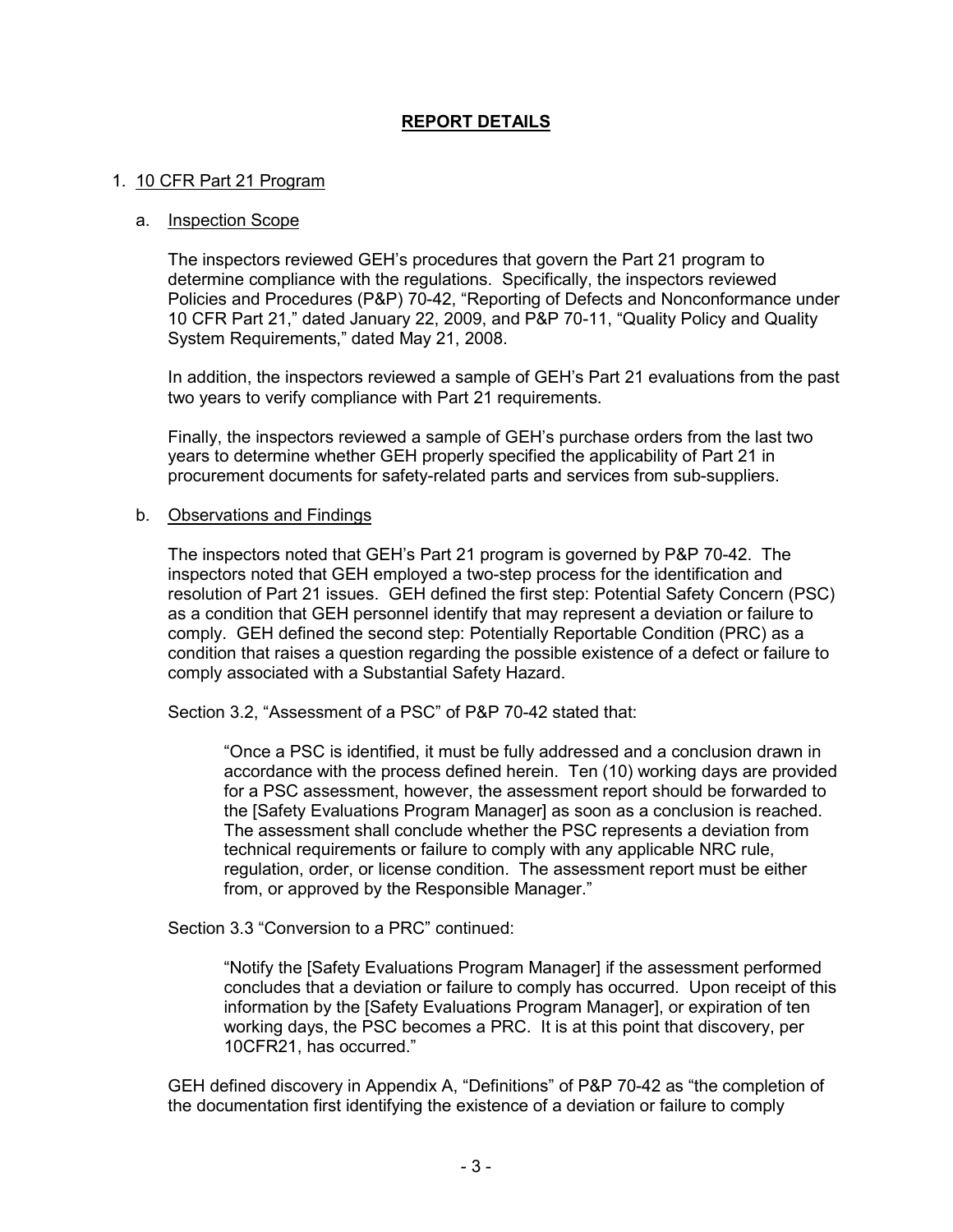## REPORT DETAILS

1. 10 CFR Part 21 Program

   a. Inspection Scope

   The inspectors reviewed GEH's procedures that govern the Part 21 program to determine compliance with the regulations. Specifically, the inspectors reviewed Policies and Procedures (P&P) 70-42, "Reporting of Defects and Nonconformance under 10 CFR Part 21," dated January 22, 2009, and P&P 70-11, "Quality Policy and Quality System Requirements," dated May 21, 2008.

   In addition, the inspectors reviewed a sample of GEH's Part 21 evaluations from the past two years to verify compliance with Part 21 requirements.

   Finally, the inspectors reviewed a sample of GEH's purchase orders from the last two years to determine whether GEH properly specified the applicability of Part 21 in procurement documents for safety-related parts and services from sub-suppliers.

   b. Observations and Findings

   The inspectors noted that GEH's Part 21 program is governed by P&P 70-42. The inspectors noted that GEH employed a two-step process for the identification and resolution of Part 21 issues. GEH defined the first step: Potential Safety Concern (PSC) as a condition that GEH personnel identify that may represent a deviation or failure to comply. GEH defined the second step: Potentially Reportable Condition (PRC) as a condition that raises a question regarding the possible existence of a defect or failure to comply associated with a Substantial Safety Hazard.

   Section 3.2, "Assessment of a PSC" of P&P 70-42 stated that:

   > "Once a PSC is identified, it must be fully addressed and a conclusion drawn in accordance with the process defined herein. Ten (10) working days are provided for a PSC assessment, however, the assessment report should be forwarded to the [Safety Evaluations Program Manager] as soon as a conclusion is reached. The assessment shall conclude whether the PSC represents a deviation from technical requirements or failure to comply with any applicable NRC rule, regulation, order, or license condition. The assessment report must be either from, or approved by the Responsible Manager."

   Section 3.3 "Conversion to a PRC" continued:

   > "Notify the [Safety Evaluations Program Manager] if the assessment performed concludes that a deviation or failure to comply has occurred. Upon receipt of this information by the [Safety Evaluations Program Manager], or expiration of ten working days, the PSC becomes a PRC. It is at this point that discovery, per 10CFR21, has occurred."

   GEH defined discovery in Appendix A, "Definitions" of P&P 70-42 as "the completion of the documentation first identifying the existence of a deviation or failure to comply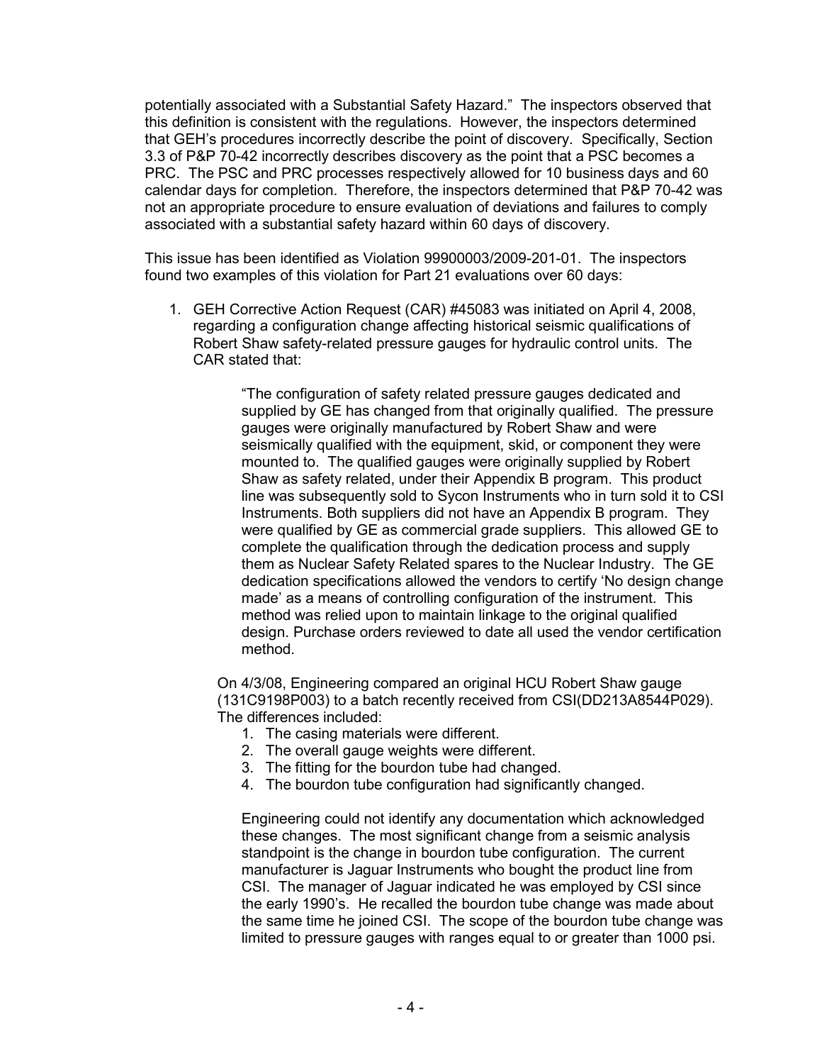potentially associated with a Substantial Safety Hazard." The inspectors observed that this definition is consistent with the regulations. However, the inspectors determined that GEH's procedures incorrectly describe the point of discovery. Specifically, Section 3.3 of P&P 70-42 incorrectly describes discovery as the point that a PSC becomes a PRC. The PSC and PRC processes respectively allowed for 10 business days and 60 calendar days for completion. Therefore, the inspectors determined that P&P 70-42 was not an appropriate procedure to ensure evaluation of deviations and failures to comply associated with a substantial safety hazard within 60 days of discovery.

This issue has been identified as Violation 99900003/2009-201-01. The inspectors found two examples of this violation for Part 21 evaluations over 60 days:

1. GEH Corrective Action Request (CAR) #45083 was initiated on April 4, 2008, regarding a configuration change affecting historical seismic qualifications of Robert Shaw safety-related pressure gauges for hydraulic control units. The CAR stated that:

   > "The configuration of safety related pressure gauges dedicated and supplied by GE has changed from that originally qualified. The pressure gauges were originally manufactured by Robert Shaw and were seismically qualified with the equipment, skid, or component they were mounted to. The qualified gauges were originally supplied by Robert Shaw as safety related, under their Appendix B program. This product line was subsequently sold to Sycon Instruments who in turn sold it to CSI Instruments. Both suppliers did not have an Appendix B program. They were qualified by GE as commercial grade suppliers. This allowed GE to complete the qualification through the dedication process and supply them as Nuclear Safety Related spares to the Nuclear Industry. The GE dedication specifications allowed the vendors to certify 'No design change made' as a means of controlling configuration of the instrument. This method was relied upon to maintain linkage to the original qualified design. Purchase orders reviewed to date all used the vendor certification method.

   On 4/3/08, Engineering compared an original HCU Robert Shaw gauge (131C9198P003) to a batch recently received from CSI(DD213A8544P029). The differences included:

   1. The casing materials were different.
   2. The overall gauge weights were different.
   3. The fitting for the bourdon tube had changed.
   4. The bourdon tube configuration had significantly changed.

   Engineering could not identify any documentation which acknowledged these changes. The most significant change from a seismic analysis standpoint is the change in bourdon tube configuration. The current manufacturer is Jaguar Instruments who bought the product line from CSI. The manager of Jaguar indicated he was employed by CSI since the early 1990's. He recalled the bourdon tube change was made about the same time he joined CSI. The scope of the bourdon tube change was limited to pressure gauges with ranges equal to or greater than 1000 psi.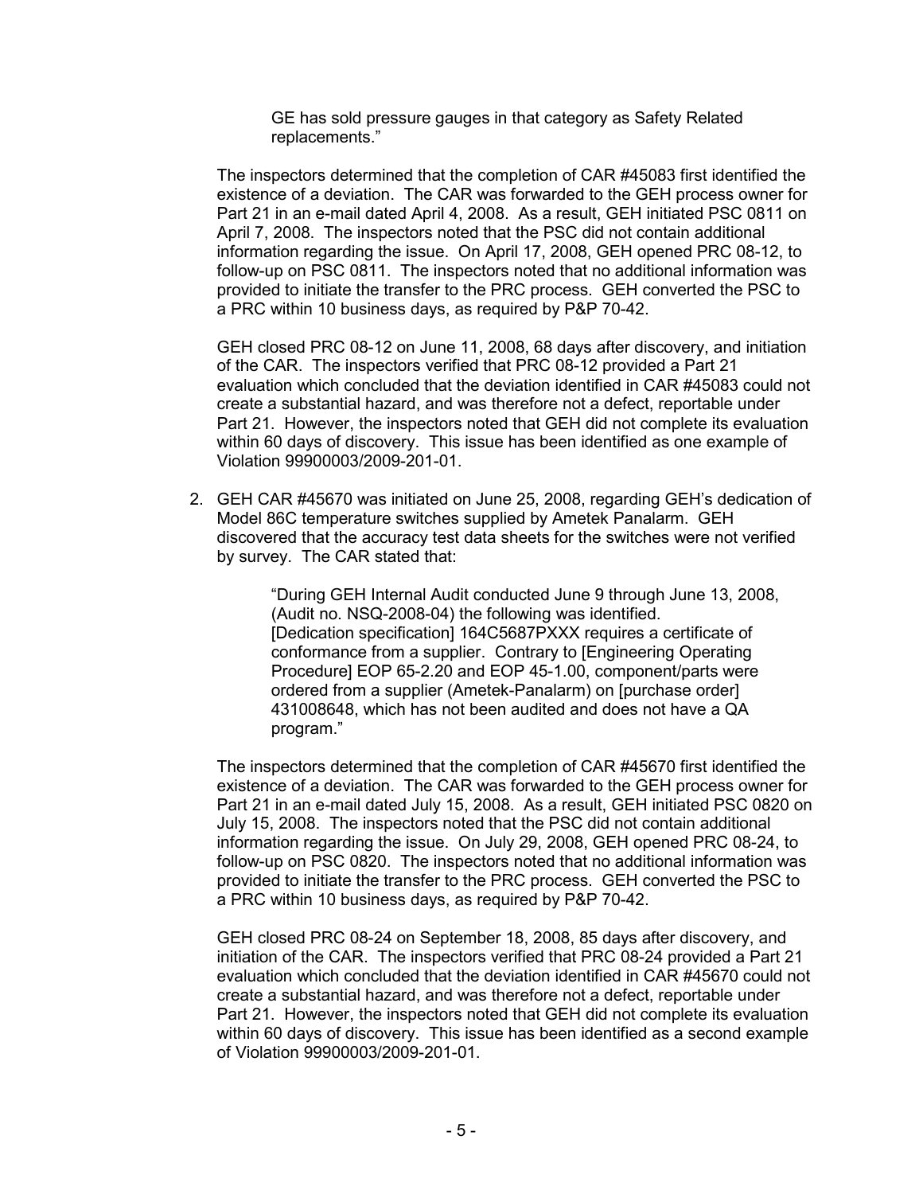> GE has sold pressure gauges in that category as Safety Related replacements."

The inspectors determined that the completion of CAR #45083 first identified the existence of a deviation. The CAR was forwarded to the GEH process owner for Part 21 in an e-mail dated April 4, 2008. As a result, GEH initiated PSC 0811 on April 7, 2008. The inspectors noted that the PSC did not contain additional information regarding the issue. On April 17, 2008, GEH opened PRC 08-12, to follow-up on PSC 0811. The inspectors noted that no additional information was provided to initiate the transfer to the PRC process. GEH converted the PSC to a PRC within 10 business days, as required by P&P 70-42.

GEH closed PRC 08-12 on June 11, 2008, 68 days after discovery, and initiation of the CAR. The inspectors verified that PRC 08-12 provided a Part 21 evaluation which concluded that the deviation identified in CAR #45083 could not create a substantial hazard, and was therefore not a defect, reportable under Part 21. However, the inspectors noted that GEH did not complete its evaluation within 60 days of discovery. This issue has been identified as one example of Violation 99900003/2009-201-01.

2. GEH CAR #45670 was initiated on June 25, 2008, regarding GEH's dedication of Model 86C temperature switches supplied by Ametek Panalarm. GEH discovered that the accuracy test data sheets for the switches were not verified by survey. The CAR stated that:

   > "During GEH Internal Audit conducted June 9 through June 13, 2008, (Audit no. NSQ-2008-04) the following was identified. [Dedication specification] 164C5687PXXX requires a certificate of conformance from a supplier. Contrary to [Engineering Operating Procedure] EOP 65-2.20 and EOP 45-1.00, component/parts were ordered from a supplier (Ametek-Panalarm) on [purchase order] 431008648, which has not been audited and does not have a QA program."

   The inspectors determined that the completion of CAR #45670 first identified the existence of a deviation. The CAR was forwarded to the GEH process owner for Part 21 in an e-mail dated July 15, 2008. As a result, GEH initiated PSC 0820 on July 15, 2008. The inspectors noted that the PSC did not contain additional information regarding the issue. On July 29, 2008, GEH opened PRC 08-24, to follow-up on PSC 0820. The inspectors noted that no additional information was provided to initiate the transfer to the PRC process. GEH converted the PSC to a PRC within 10 business days, as required by P&P 70-42.

   GEH closed PRC 08-24 on September 18, 2008, 85 days after discovery, and initiation of the CAR. The inspectors verified that PRC 08-24 provided a Part 21 evaluation which concluded that the deviation identified in CAR #45670 could not create a substantial hazard, and was therefore not a defect, reportable under Part 21. However, the inspectors noted that GEH did not complete its evaluation within 60 days of discovery. This issue has been identified as a second example of Violation 99900003/2009-201-01.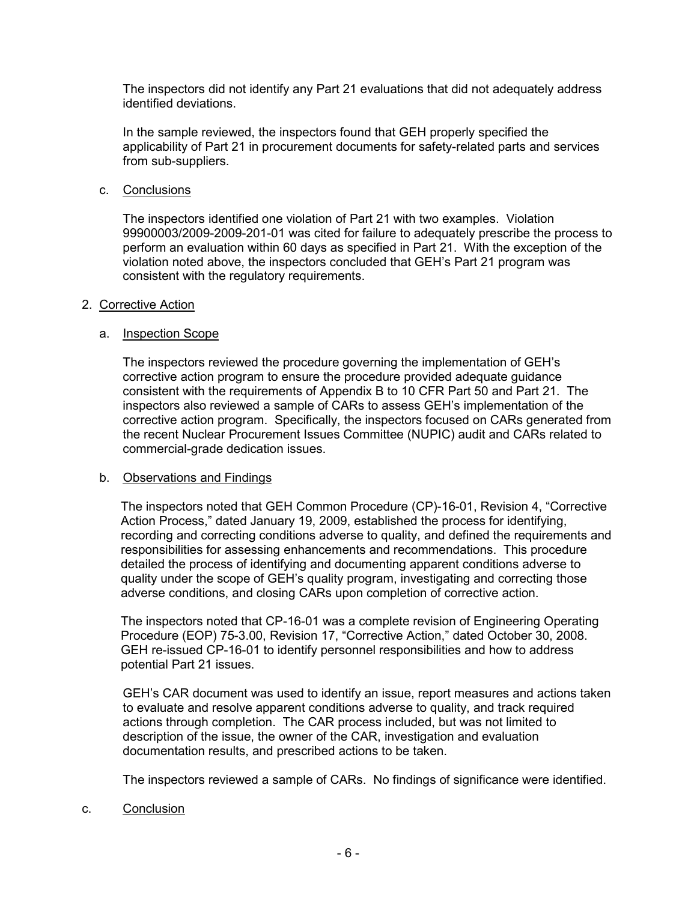The inspectors did not identify any Part 21 evaluations that did not adequately address identified deviations.

In the sample reviewed, the inspectors found that GEH properly specified the applicability of Part 21 in procurement documents for safety-related parts and services from sub-suppliers.

c. Conclusions

The inspectors identified one violation of Part 21 with two examples. Violation 99900003/2009-2009-201-01 was cited for failure to adequately prescribe the process to perform an evaluation within 60 days as specified in Part 21. With the exception of the violation noted above, the inspectors concluded that GEH's Part 21 program was consistent with the regulatory requirements.

## 2. Corrective Action

### a. Inspection Scope

The inspectors reviewed the procedure governing the implementation of GEH's corrective action program to ensure the procedure provided adequate guidance consistent with the requirements of Appendix B to 10 CFR Part 50 and Part 21. The inspectors also reviewed a sample of CARs to assess GEH's implementation of the corrective action program. Specifically, the inspectors focused on CARs generated from the recent Nuclear Procurement Issues Committee (NUPIC) audit and CARs related to commercial-grade dedication issues.

### b. Observations and Findings

The inspectors noted that GEH Common Procedure (CP)-16-01, Revision 4, "Corrective Action Process," dated January 19, 2009, established the process for identifying, recording and correcting conditions adverse to quality, and defined the requirements and responsibilities for assessing enhancements and recommendations. This procedure detailed the process of identifying and documenting apparent conditions adverse to quality under the scope of GEH's quality program, investigating and correcting those adverse conditions, and closing CARs upon completion of corrective action.

The inspectors noted that CP-16-01 was a complete revision of Engineering Operating Procedure (EOP) 75-3.00, Revision 17, "Corrective Action," dated October 30, 2008. GEH re-issued CP-16-01 to identify personnel responsibilities and how to address potential Part 21 issues.

GEH's CAR document was used to identify an issue, report measures and actions taken to evaluate and resolve apparent conditions adverse to quality, and track required actions through completion. The CAR process included, but was not limited to description of the issue, the owner of the CAR, investigation and evaluation documentation results, and prescribed actions to be taken.

The inspectors reviewed a sample of CARs. No findings of significance were identified.

### c. Conclusion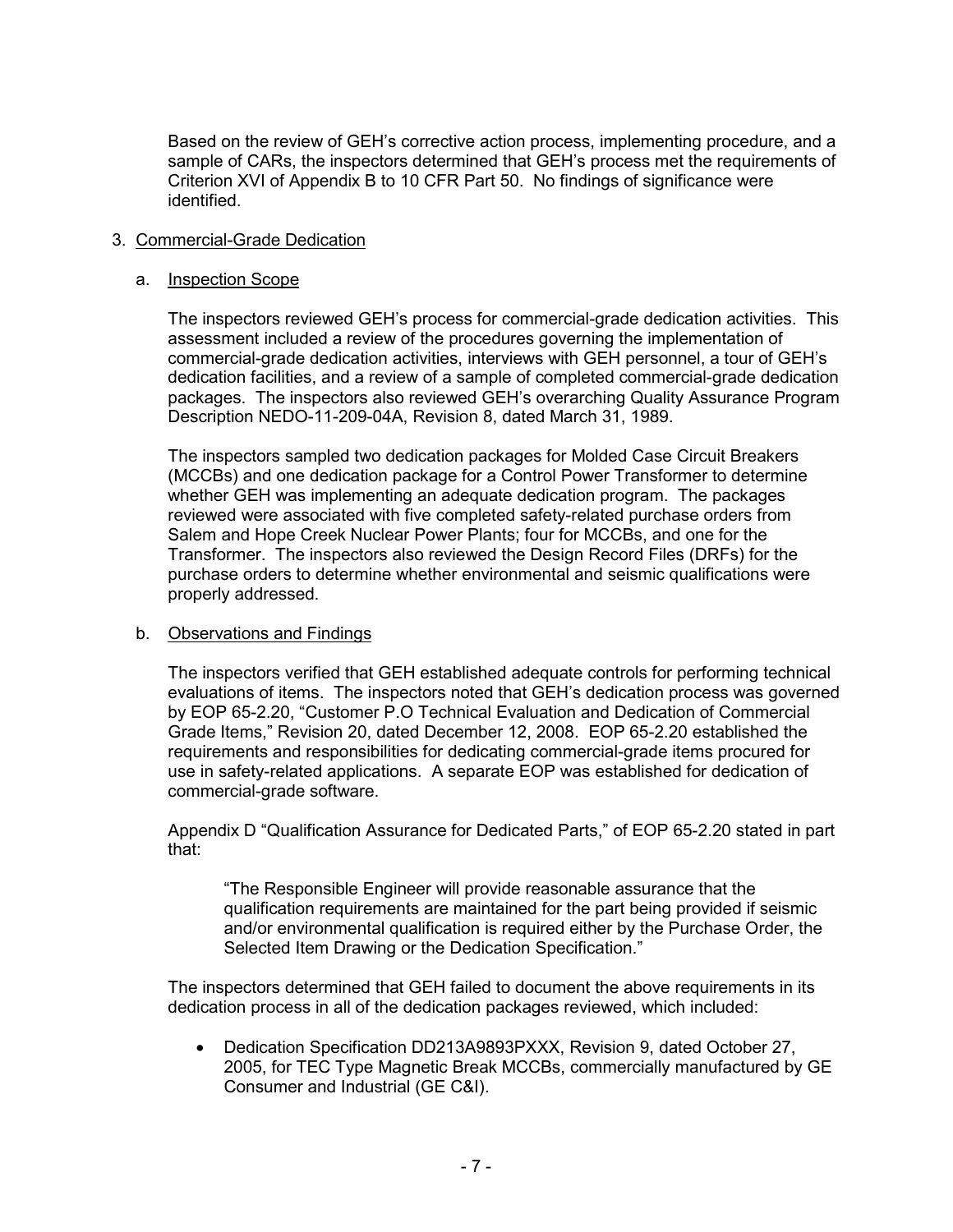Based on the review of GEH's corrective action process, implementing procedure, and a sample of CARs, the inspectors determined that GEH's process met the requirements of Criterion XVI of Appendix B to 10 CFR Part 50. No findings of significance were identified.

3. Commercial-Grade Dedication

   a. Inspection Scope

      The inspectors reviewed GEH's process for commercial-grade dedication activities. This assessment included a review of the procedures governing the implementation of commercial-grade dedication activities, interviews with GEH personnel, a tour of GEH's dedication facilities, and a review of a sample of completed commercial-grade dedication packages. The inspectors also reviewed GEH's overarching Quality Assurance Program Description NEDO-11-209-04A, Revision 8, dated March 31, 1989.

      The inspectors sampled two dedication packages for Molded Case Circuit Breakers (MCCBs) and one dedication package for a Control Power Transformer to determine whether GEH was implementing an adequate dedication program. The packages reviewed were associated with five completed safety-related purchase orders from Salem and Hope Creek Nuclear Power Plants; four for MCCBs, and one for the Transformer. The inspectors also reviewed the Design Record Files (DRFs) for the purchase orders to determine whether environmental and seismic qualifications were properly addressed.

   b. Observations and Findings

      The inspectors verified that GEH established adequate controls for performing technical evaluations of items. The inspectors noted that GEH's dedication process was governed by EOP 65-2.20, "Customer P.O Technical Evaluation and Dedication of Commercial Grade Items," Revision 20, dated December 12, 2008. EOP 65-2.20 established the requirements and responsibilities for dedicating commercial-grade items procured for use in safety-related applications. A separate EOP was established for dedication of commercial-grade software.

      Appendix D "Qualification Assurance for Dedicated Parts," of EOP 65-2.20 stated in part that:

      > "The Responsible Engineer will provide reasonable assurance that the qualification requirements are maintained for the part being provided if seismic and/or environmental qualification is required either by the Purchase Order, the Selected Item Drawing or the Dedication Specification."

      The inspectors determined that GEH failed to document the above requirements in its dedication process in all of the dedication packages reviewed, which included:

      - Dedication Specification DD213A9893PXXX, Revision 9, dated October 27, 2005, for TEC Type Magnetic Break MCCBs, commercially manufactured by GE Consumer and Industrial (GE C&I).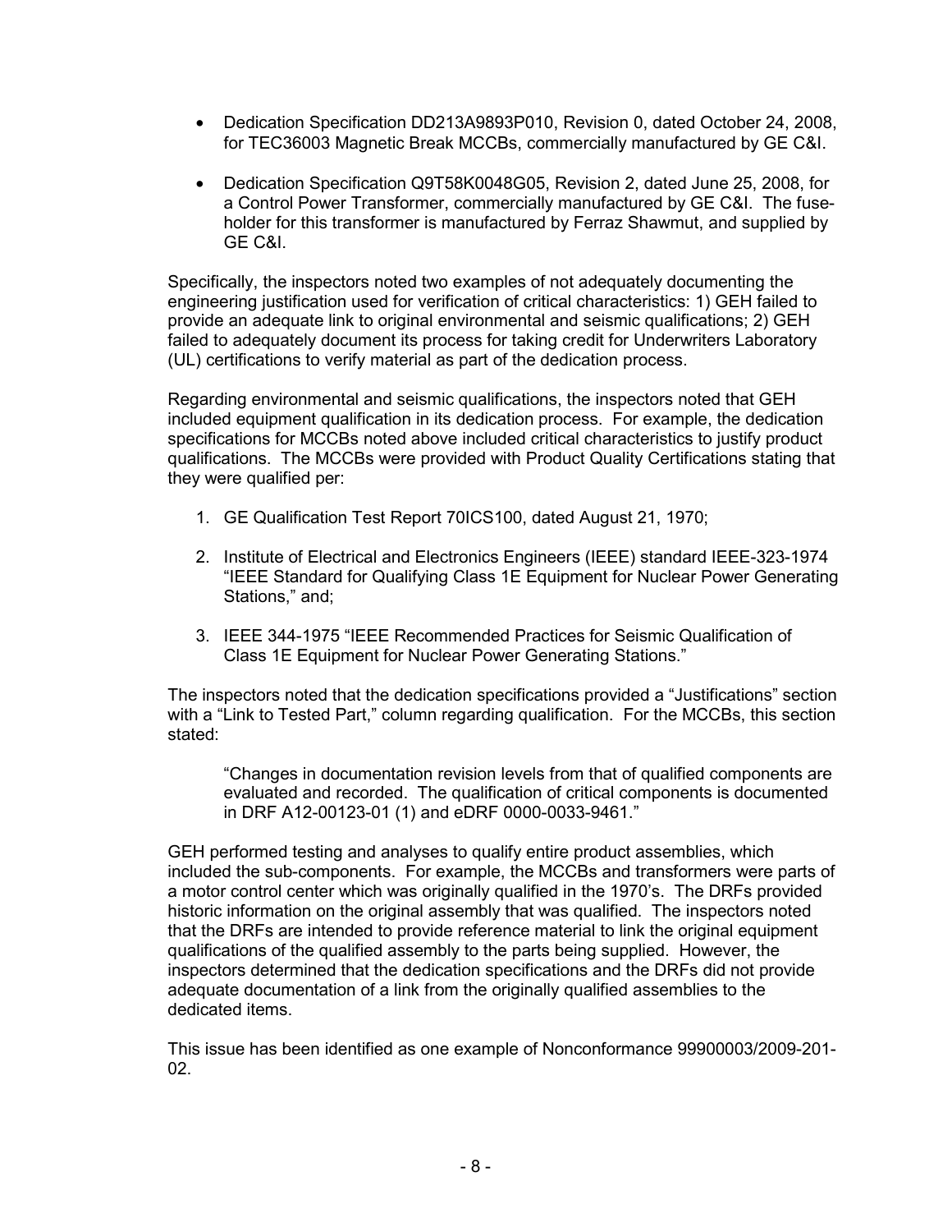- Dedication Specification DD213A9893P010, Revision 0, dated October 24, 2008, for TEC36003 Magnetic Break MCCBs, commercially manufactured by GE C&I.

- Dedication Specification Q9T58K0048G05, Revision 2, dated June 25, 2008, for a Control Power Transformer, commercially manufactured by GE C&I. The fuse-holder for this transformer is manufactured by Ferraz Shawmut, and supplied by GE C&I.

Specifically, the inspectors noted two examples of not adequately documenting the engineering justification used for verification of critical characteristics: 1) GEH failed to provide an adequate link to original environmental and seismic qualifications; 2) GEH failed to adequately document its process for taking credit for Underwriters Laboratory (UL) certifications to verify material as part of the dedication process.

Regarding environmental and seismic qualifications, the inspectors noted that GEH included equipment qualification in its dedication process. For example, the dedication specifications for MCCBs noted above included critical characteristics to justify product qualifications. The MCCBs were provided with Product Quality Certifications stating that they were qualified per:

1. GE Qualification Test Report 70ICS100, dated August 21, 1970;

2. Institute of Electrical and Electronics Engineers (IEEE) standard IEEE-323-1974 "IEEE Standard for Qualifying Class 1E Equipment for Nuclear Power Generating Stations," and;

3. IEEE 344-1975 "IEEE Recommended Practices for Seismic Qualification of Class 1E Equipment for Nuclear Power Generating Stations."

The inspectors noted that the dedication specifications provided a "Justifications" section with a "Link to Tested Part," column regarding qualification. For the MCCBs, this section stated:

> "Changes in documentation revision levels from that of qualified components are evaluated and recorded. The qualification of critical components is documented in DRF A12-00123-01 (1) and eDRF 0000-0033-9461."

GEH performed testing and analyses to qualify entire product assemblies, which included the sub-components. For example, the MCCBs and transformers were parts of a motor control center which was originally qualified in the 1970's. The DRFs provided historic information on the original assembly that was qualified. The inspectors noted that the DRFs are intended to provide reference material to link the original equipment qualifications of the qualified assembly to the parts being supplied. However, the inspectors determined that the dedication specifications and the DRFs did not provide adequate documentation of a link from the originally qualified assemblies to the dedicated items.

This issue has been identified as one example of Nonconformance 99900003/2009-201-02.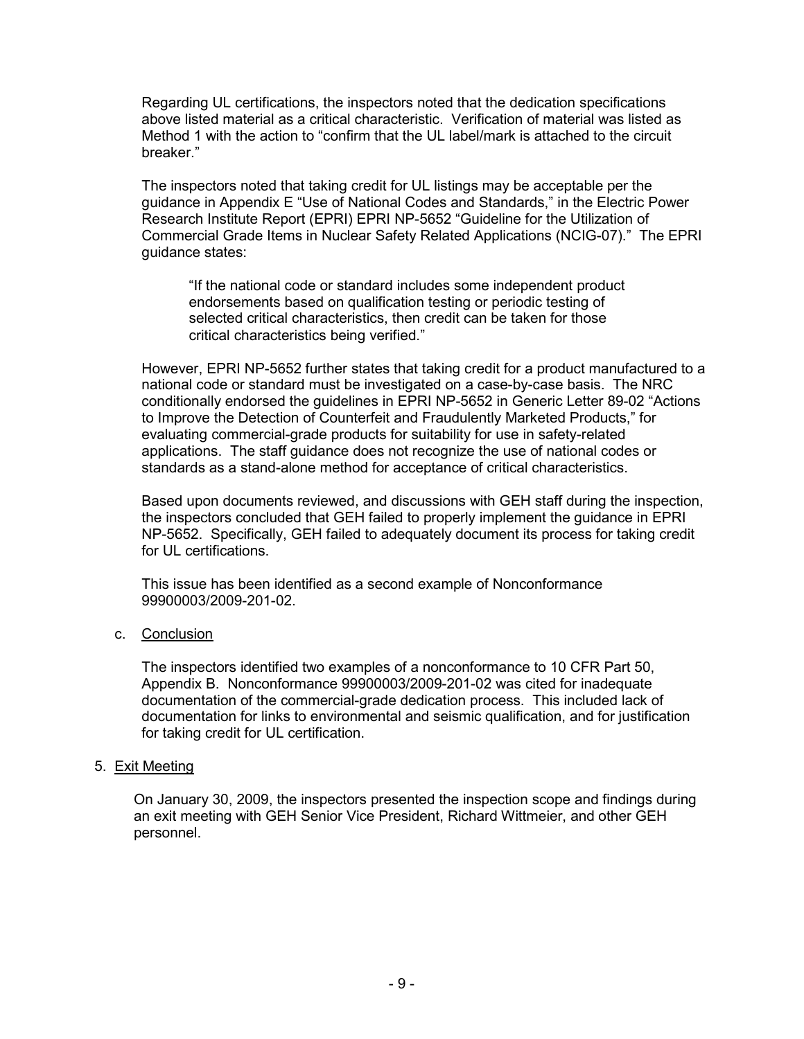Regarding UL certifications, the inspectors noted that the dedication specifications above listed material as a critical characteristic. Verification of material was listed as Method 1 with the action to "confirm that the UL label/mark is attached to the circuit breaker."

The inspectors noted that taking credit for UL listings may be acceptable per the guidance in Appendix E "Use of National Codes and Standards," in the Electric Power Research Institute Report (EPRI) EPRI NP-5652 "Guideline for the Utilization of Commercial Grade Items in Nuclear Safety Related Applications (NCIG-07)." The EPRI guidance states:

> "If the national code or standard includes some independent product endorsements based on qualification testing or periodic testing of selected critical characteristics, then credit can be taken for those critical characteristics being verified."

However, EPRI NP-5652 further states that taking credit for a product manufactured to a national code or standard must be investigated on a case-by-case basis. The NRC conditionally endorsed the guidelines in EPRI NP-5652 in Generic Letter 89-02 "Actions to Improve the Detection of Counterfeit and Fraudulently Marketed Products," for evaluating commercial-grade products for suitability for use in safety-related applications. The staff guidance does not recognize the use of national codes or standards as a stand-alone method for acceptance of critical characteristics.

Based upon documents reviewed, and discussions with GEH staff during the inspection, the inspectors concluded that GEH failed to properly implement the guidance in EPRI NP-5652. Specifically, GEH failed to adequately document its process for taking credit for UL certifications.

This issue has been identified as a second example of Nonconformance 99900003/2009-201-02.

c. <u>Conclusion</u>

The inspectors identified two examples of a nonconformance to 10 CFR Part 50, Appendix B. Nonconformance 99900003/2009-201-02 was cited for inadequate documentation of the commercial-grade dedication process. This included lack of documentation for links to environmental and seismic qualification, and for justification for taking credit for UL certification.

## 5. <u>Exit Meeting</u>

On January 30, 2009, the inspectors presented the inspection scope and findings during an exit meeting with GEH Senior Vice President, Richard Wittmeier, and other GEH personnel.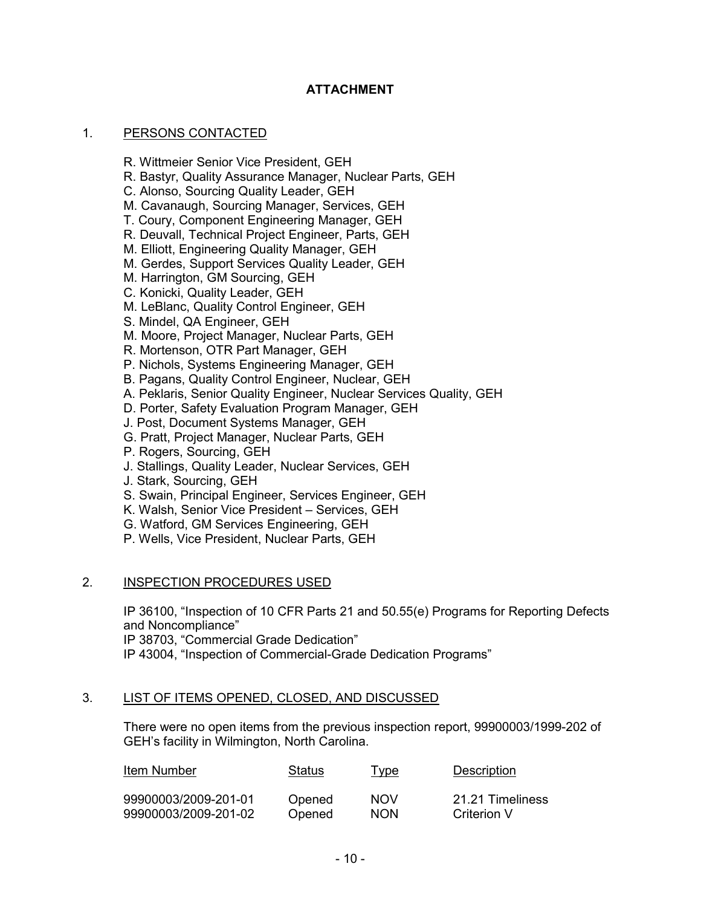# ATTACHMENT

## 1. PERSONS CONTACTED

R. Wittmeier Senior Vice President, GEH
R. Bastyr, Quality Assurance Manager, Nuclear Parts, GEH
C. Alonso, Sourcing Quality Leader, GEH
M. Cavanaugh, Sourcing Manager, Services, GEH
T. Coury, Component Engineering Manager, GEH
R. Deuvall, Technical Project Engineer, Parts, GEH
M. Elliott, Engineering Quality Manager, GEH
M. Gerdes, Support Services Quality Leader, GEH
M. Harrington, GM Sourcing, GEH
C. Konicki, Quality Leader, GEH
M. LeBlanc, Quality Control Engineer, GEH
S. Mindel, QA Engineer, GEH
M. Moore, Project Manager, Nuclear Parts, GEH
R. Mortenson, OTR Part Manager, GEH
P. Nichols, Systems Engineering Manager, GEH
B. Pagans, Quality Control Engineer, Nuclear, GEH
A. Peklaris, Senior Quality Engineer, Nuclear Services Quality, GEH
D. Porter, Safety Evaluation Program Manager, GEH
J. Post, Document Systems Manager, GEH
G. Pratt, Project Manager, Nuclear Parts, GEH
P. Rogers, Sourcing, GEH
J. Stallings, Quality Leader, Nuclear Services, GEH
J. Stark, Sourcing, GEH
S. Swain, Principal Engineer, Services Engineer, GEH
K. Walsh, Senior Vice President – Services, GEH
G. Watford, GM Services Engineering, GEH
P. Wells, Vice President, Nuclear Parts, GEH

## 2. INSPECTION PROCEDURES USED

IP 36100, "Inspection of 10 CFR Parts 21 and 50.55(e) Programs for Reporting Defects and Noncompliance"
IP 38703, "Commercial Grade Dedication"
IP 43004, "Inspection of Commercial-Grade Dedication Programs"

## 3. LIST OF ITEMS OPENED, CLOSED, AND DISCUSSED

There were no open items from the previous inspection report, 99900003/1999-202 of GEH's facility in Wilmington, North Carolina.

| Item Number | Status | Type | Description |
|---|---|---|---|
| 99900003/2009-201-01 | Opened | NOV | 21.21 Timeliness |
| 99900003/2009-201-02 | Opened | NON | Criterion V |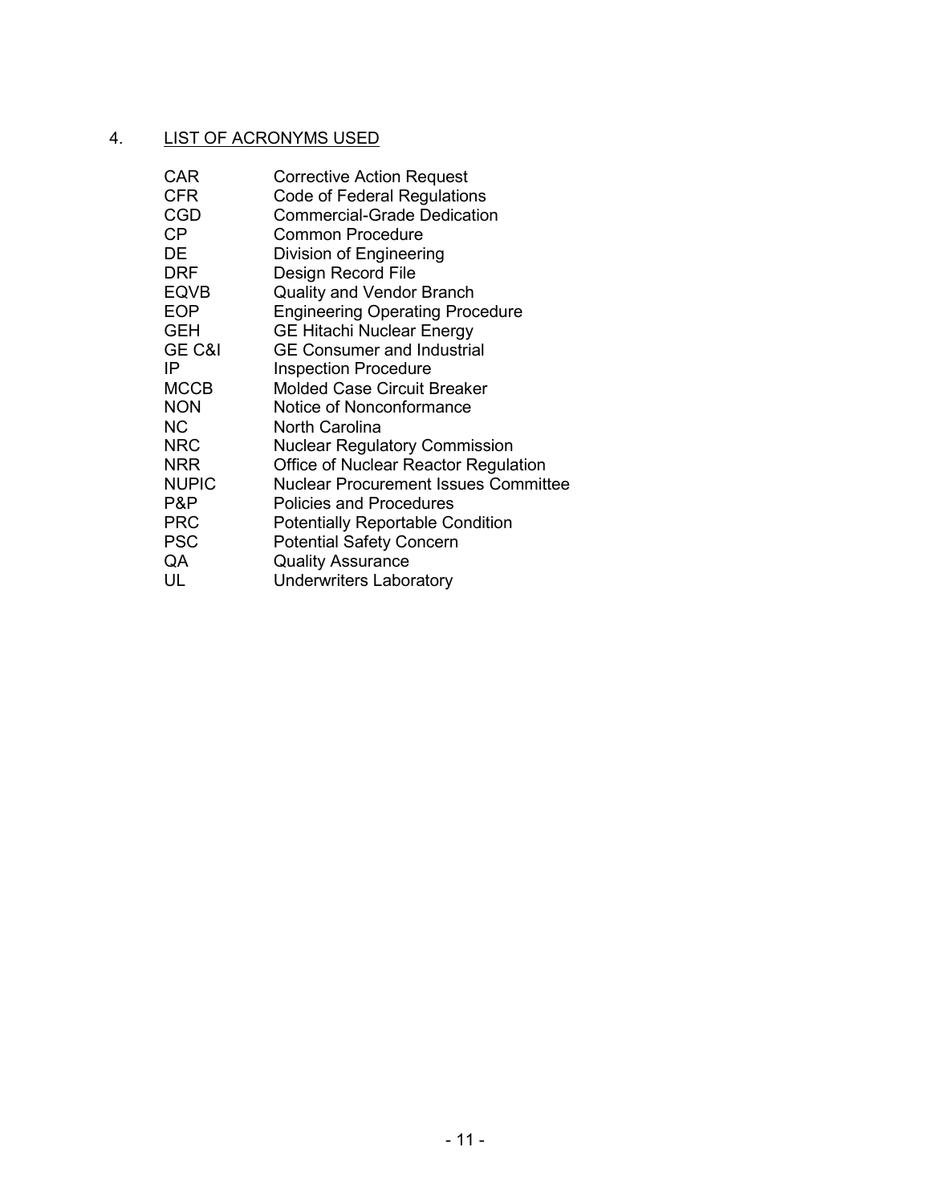## 4. LIST OF ACRONYMS USED

| | |
|---|---|
| CAR | Corrective Action Request |
| CFR | Code of Federal Regulations |
| CGD | Commercial-Grade Dedication |
| CP | Common Procedure |
| DE | Division of Engineering |
| DRF | Design Record File |
| EQVB | Quality and Vendor Branch |
| EOP | Engineering Operating Procedure |
| GEH | GE Hitachi Nuclear Energy |
| GE C&I | GE Consumer and Industrial |
| IP | Inspection Procedure |
| MCCB | Molded Case Circuit Breaker |
| NON | Notice of Nonconformance |
| NC | North Carolina |
| NRC | Nuclear Regulatory Commission |
| NRR | Office of Nuclear Reactor Regulation |
| NUPIC | Nuclear Procurement Issues Committee |
| P&P | Policies and Procedures |
| PRC | Potentially Reportable Condition |
| PSC | Potential Safety Concern |
| QA | Quality Assurance |
| UL | Underwriters Laboratory |